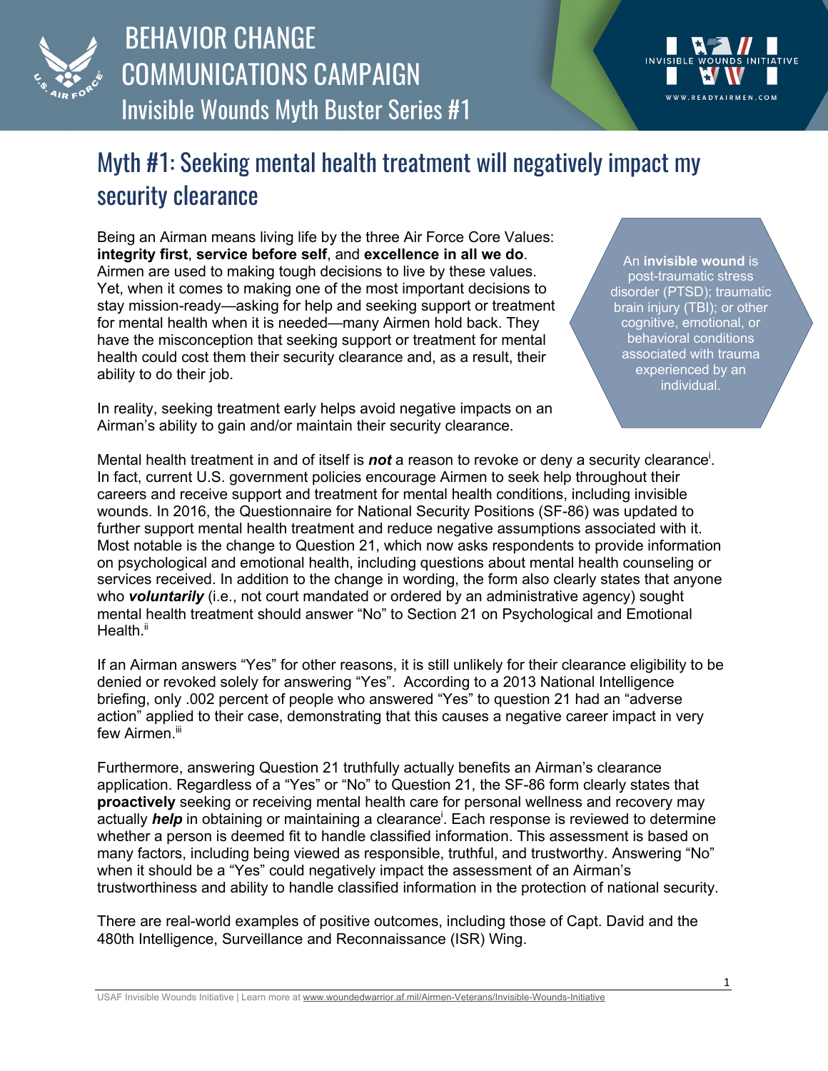# BEHAVIOR CHANGE COMMUNICATIONS CAMPAIGN

## Invisible Wounds Myth Buster Series #1

INVISIBLE WOUNDS INITIATIVE

WWW.READYAIRMEN.COM

## Myth #1: Seeking mental health treatment will negatively impact my security clearance

Being an Airman means living life by the three Air Force Core Values: **integrity first**, **service before self**, and **excellence in all we do**. Airmen are used to making tough decisions to live by these values. Yet, when it comes to making one of the most important decisions to stay mission-ready—asking for help and seeking support or treatment for mental health when it is needed—many Airmen hold back. They have the misconception that seeking support or treatment for mental health could cost them their security clearance and, as a result, their ability to do their job.

> An **invisible wound** is post-traumatic stress disorder (PTSD); traumatic brain injury (TBI); or other cognitive, emotional, or behavioral conditions associated with trauma experienced by an individual.

In reality, seeking treatment early helps avoid negative impacts on an Airman's ability to gain and/or maintain their security clearance.

Mental health treatment in and of itself is ***not*** a reason to revoke or deny a security clearance[i]. In fact, current U.S. government policies encourage Airmen to seek help throughout their careers and receive support and treatment for mental health conditions, including invisible wounds. In 2016, the Questionnaire for National Security Positions (SF-86) was updated to further support mental health treatment and reduce negative assumptions associated with it. Most notable is the change to Question 21, which now asks respondents to provide information on psychological and emotional health, including questions about mental health counseling or services received. In addition to the change in wording, the form also clearly states that anyone who ***voluntarily*** (i.e., not court mandated or ordered by an administrative agency) sought mental health treatment should answer "No" to Section 21 on Psychological and Emotional Health.[ii]

If an Airman answers "Yes" for other reasons, it is still unlikely for their clearance eligibility to be denied or revoked solely for answering "Yes". According to a 2013 National Intelligence briefing, only .002 percent of people who answered "Yes" to question 21 had an "adverse action" applied to their case, demonstrating that this causes a negative career impact in very few Airmen.[iii]

Furthermore, answering Question 21 truthfully actually benefits an Airman's clearance application. Regardless of a "Yes" or "No" to Question 21, the SF-86 form clearly states that **proactively** seeking or receiving mental health care for personal wellness and recovery may actually ***help*** in obtaining or maintaining a clearance[i]. Each response is reviewed to determine whether a person is deemed fit to handle classified information. This assessment is based on many factors, including being viewed as responsible, truthful, and trustworthy. Answering "No" when it should be a "Yes" could negatively impact the assessment of an Airman's trustworthiness and ability to handle classified information in the protection of national security.

There are real-world examples of positive outcomes, including those of Capt. David and the 480th Intelligence, Surveillance and Reconnaissance (ISR) Wing.

USAF Invisible Wounds Initiative | Learn more at www.woundedwarrior.af.mil/Airmen-Veterans/Invisible-Wounds-Initiative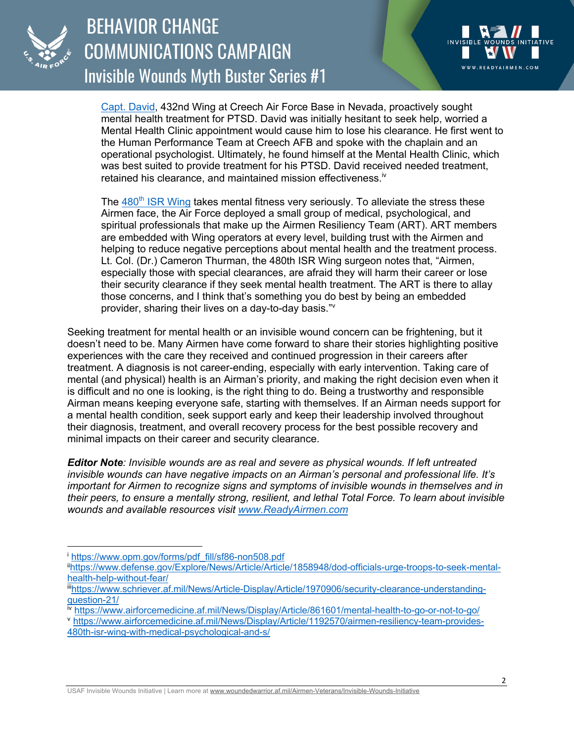Capt. David, 432nd Wing at Creech Air Force Base in Nevada, proactively sought mental health treatment for PTSD. David was initially hesitant to seek help, worried a Mental Health Clinic appointment would cause him to lose his clearance. He first went to the Human Performance Team at Creech AFB and spoke with the chaplain and an operational psychologist. Ultimately, he found himself at the Mental Health Clinic, which was best suited to provide treatment for his PTSD. David received needed treatment, retained his clearance, and maintained mission effectiveness.[iv]

The 480th ISR Wing takes mental fitness very seriously. To alleviate the stress these Airmen face, the Air Force deployed a small group of medical, psychological, and spiritual professionals that make up the Airmen Resiliency Team (ART). ART members are embedded with Wing operators at every level, building trust with the Airmen and helping to reduce negative perceptions about mental health and the treatment process. Lt. Col. (Dr.) Cameron Thurman, the 480th ISR Wing surgeon notes that, "Airmen, especially those with special clearances, are afraid they will harm their career or lose their security clearance if they seek mental health treatment. The ART is there to allay those concerns, and I think that's something you do best by being an embedded provider, sharing their lives on a day-to-day basis."[v]

Seeking treatment for mental health or an invisible wound concern can be frightening, but it doesn't need to be. Many Airmen have come forward to share their stories highlighting positive experiences with the care they received and continued progression in their careers after treatment. A diagnosis is not career-ending, especially with early intervention. Taking care of mental (and physical) health is an Airman's priority, and making the right decision even when it is difficult and no one is looking, is the right thing to do. Being a trustworthy and responsible Airman means keeping everyone safe, starting with themselves. If an Airman needs support for a mental health condition, seek support early and keep their leadership involved throughout their diagnosis, treatment, and overall recovery process for the best possible recovery and minimal impacts on their career and security clearance.

***Editor Note****: Invisible wounds are as real and severe as physical wounds. If left untreated invisible wounds can have negative impacts on an Airman's personal and professional life. It's important for Airmen to recognize signs and symptoms of invisible wounds in themselves and in their peers, to ensure a mentally strong, resilient, and lethal Total Force. To learn about invisible wounds and available resources visit www.ReadyAirmen.com*

---

[i] https://www.opm.gov/forms/pdf_fill/sf86-non508.pdf

[ii] https://www.defense.gov/Explore/News/Article/Article/1858948/dod-officials-urge-troops-to-seek-mental-health-help-without-fear/

[iii] https://www.schriever.af.mil/News/Article-Display/Article/1970906/security-clearance-understanding-question-21/

[iv] https://www.airforcemedicine.af.mil/News/Display/Article/861601/mental-health-to-go-or-not-to-go/

[v] https://www.airforcemedicine.af.mil/News/Display/Article/1192570/airmen-resiliency-team-provides-480th-isr-wing-with-medical-psychological-and-s/